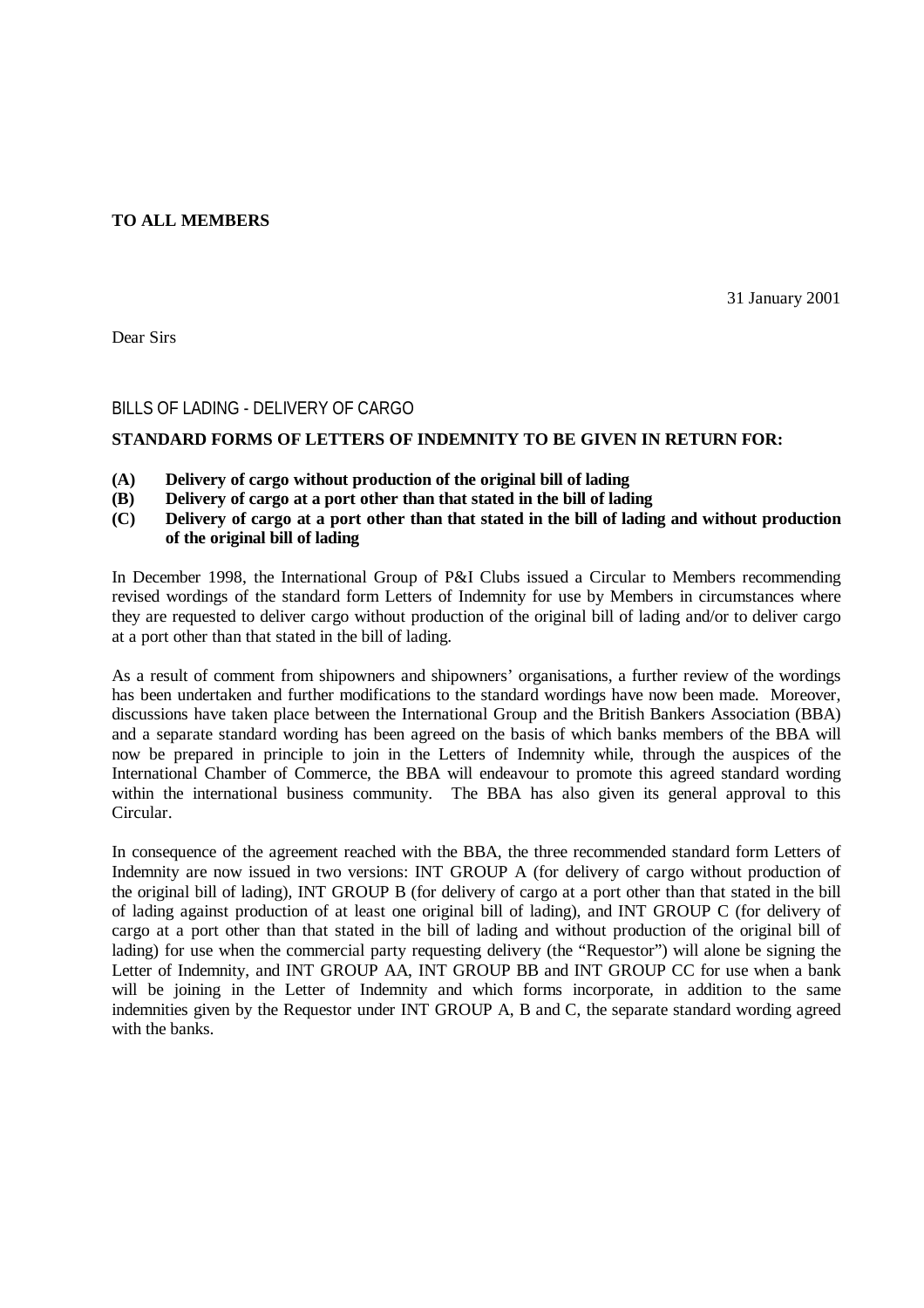**TO ALL MEMBERS**

31 January 2001

Dear Sirs

BILLS OF LADING - DELIVERY OF CARGO

**STANDARD FORMS OF LETTERS OF INDEMNITY TO BE GIVEN IN RETURN FOR:**

**(A) Delivery of cargo without production of the original bill of lading**
**(B) Delivery of cargo at a port other than that stated in the bill of lading**
**(C) Delivery of cargo at a port other than that stated in the bill of lading and without production of the original bill of lading**

In December 1998, the International Group of P&I Clubs issued a Circular to Members recommending revised wordings of the standard form Letters of Indemnity for use by Members in circumstances where they are requested to deliver cargo without production of the original bill of lading and/or to deliver cargo at a port other than that stated in the bill of lading.

As a result of comment from shipowners and shipowners' organisations, a further review of the wordings has been undertaken and further modifications to the standard wordings have now been made. Moreover, discussions have taken place between the International Group and the British Bankers Association (BBA) and a separate standard wording has been agreed on the basis of which banks members of the BBA will now be prepared in principle to join in the Letters of Indemnity while, through the auspices of the International Chamber of Commerce, the BBA will endeavour to promote this agreed standard wording within the international business community. The BBA has also given its general approval to this Circular.

In consequence of the agreement reached with the BBA, the three recommended standard form Letters of Indemnity are now issued in two versions: INT GROUP A (for delivery of cargo without production of the original bill of lading), INT GROUP B (for delivery of cargo at a port other than that stated in the bill of lading against production of at least one original bill of lading), and INT GROUP C (for delivery of cargo at a port other than that stated in the bill of lading and without production of the original bill of lading) for use when the commercial party requesting delivery (the "Requestor") will alone be signing the Letter of Indemnity, and INT GROUP AA, INT GROUP BB and INT GROUP CC for use when a bank will be joining in the Letter of Indemnity and which forms incorporate, in addition to the same indemnities given by the Requestor under INT GROUP A, B and C, the separate standard wording agreed with the banks.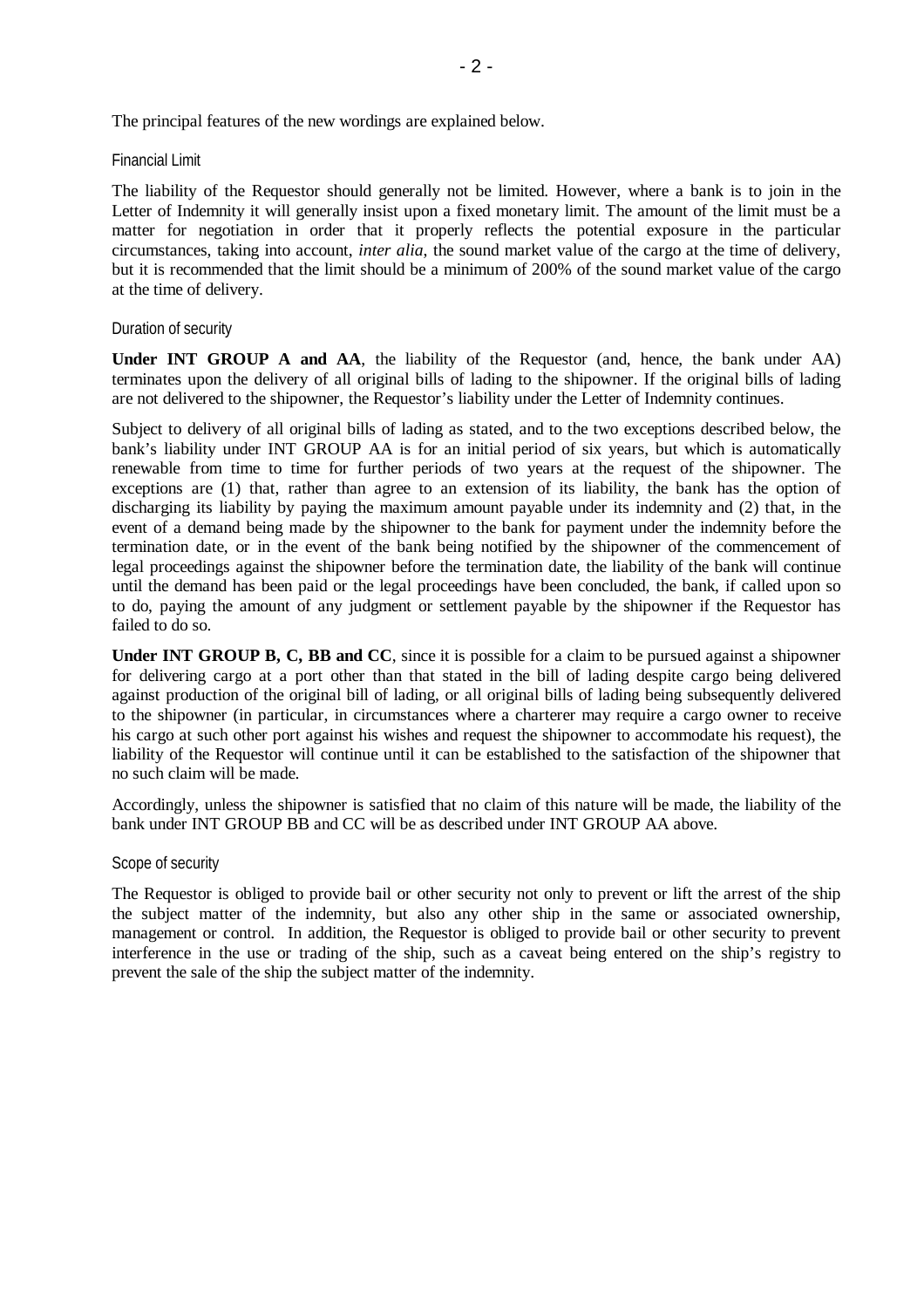The principal features of the new wordings are explained below.

### Financial Limit

The liability of the Requestor should generally not be limited. However, where a bank is to join in the Letter of Indemnity it will generally insist upon a fixed monetary limit. The amount of the limit must be a matter for negotiation in order that it properly reflects the potential exposure in the particular circumstances, taking into account, *inter alia*, the sound market value of the cargo at the time of delivery, but it is recommended that the limit should be a minimum of 200% of the sound market value of the cargo at the time of delivery.

### Duration of security

**Under INT GROUP A and AA**, the liability of the Requestor (and, hence, the bank under AA) terminates upon the delivery of all original bills of lading to the shipowner. If the original bills of lading are not delivered to the shipowner, the Requestor's liability under the Letter of Indemnity continues.

Subject to delivery of all original bills of lading as stated, and to the two exceptions described below, the bank's liability under INT GROUP AA is for an initial period of six years, but which is automatically renewable from time to time for further periods of two years at the request of the shipowner. The exceptions are (1) that, rather than agree to an extension of its liability, the bank has the option of discharging its liability by paying the maximum amount payable under its indemnity and (2) that, in the event of a demand being made by the shipowner to the bank for payment under the indemnity before the termination date, or in the event of the bank being notified by the shipowner of the commencement of legal proceedings against the shipowner before the termination date, the liability of the bank will continue until the demand has been paid or the legal proceedings have been concluded, the bank, if called upon so to do, paying the amount of any judgment or settlement payable by the shipowner if the Requestor has failed to do so.

**Under INT GROUP B, C, BB and CC**, since it is possible for a claim to be pursued against a shipowner for delivering cargo at a port other than that stated in the bill of lading despite cargo being delivered against production of the original bill of lading, or all original bills of lading being subsequently delivered to the shipowner (in particular, in circumstances where a charterer may require a cargo owner to receive his cargo at such other port against his wishes and request the shipowner to accommodate his request), the liability of the Requestor will continue until it can be established to the satisfaction of the shipowner that no such claim will be made.

Accordingly, unless the shipowner is satisfied that no claim of this nature will be made, the liability of the bank under INT GROUP BB and CC will be as described under INT GROUP AA above.

### Scope of security

The Requestor is obliged to provide bail or other security not only to prevent or lift the arrest of the ship the subject matter of the indemnity, but also any other ship in the same or associated ownership, management or control. In addition, the Requestor is obliged to provide bail or other security to prevent interference in the use or trading of the ship, such as a caveat being entered on the ship's registry to prevent the sale of the ship the subject matter of the indemnity.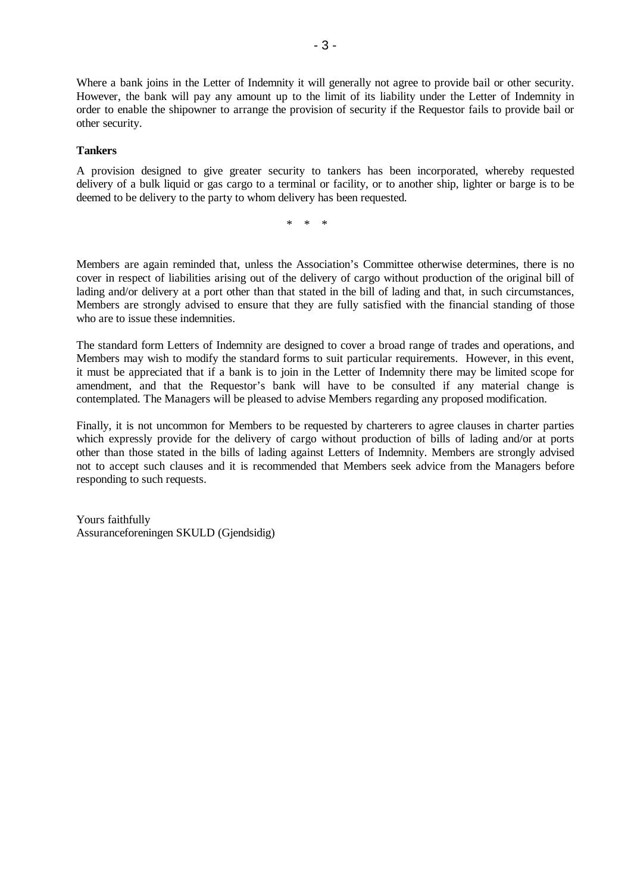Where a bank joins in the Letter of Indemnity it will generally not agree to provide bail or other security. However, the bank will pay any amount up to the limit of its liability under the Letter of Indemnity in order to enable the shipowner to arrange the provision of security if the Requestor fails to provide bail or other security.

**Tankers**

A provision designed to give greater security to tankers has been incorporated, whereby requested delivery of a bulk liquid or gas cargo to a terminal or facility, or to another ship, lighter or barge is to be deemed to be delivery to the party to whom delivery has been requested.

\* \* \*

Members are again reminded that, unless the Association's Committee otherwise determines, there is no cover in respect of liabilities arising out of the delivery of cargo without production of the original bill of lading and/or delivery at a port other than that stated in the bill of lading and that, in such circumstances, Members are strongly advised to ensure that they are fully satisfied with the financial standing of those who are to issue these indemnities.

The standard form Letters of Indemnity are designed to cover a broad range of trades and operations, and Members may wish to modify the standard forms to suit particular requirements. However, in this event, it must be appreciated that if a bank is to join in the Letter of Indemnity there may be limited scope for amendment, and that the Requestor's bank will have to be consulted if any material change is contemplated. The Managers will be pleased to advise Members regarding any proposed modification.

Finally, it is not uncommon for Members to be requested by charterers to agree clauses in charter parties which expressly provide for the delivery of cargo without production of bills of lading and/or at ports other than those stated in the bills of lading against Letters of Indemnity. Members are strongly advised not to accept such clauses and it is recommended that Members seek advice from the Managers before responding to such requests.

Yours faithfully  
Assuranceforeningen SKULD (Gjendsidig)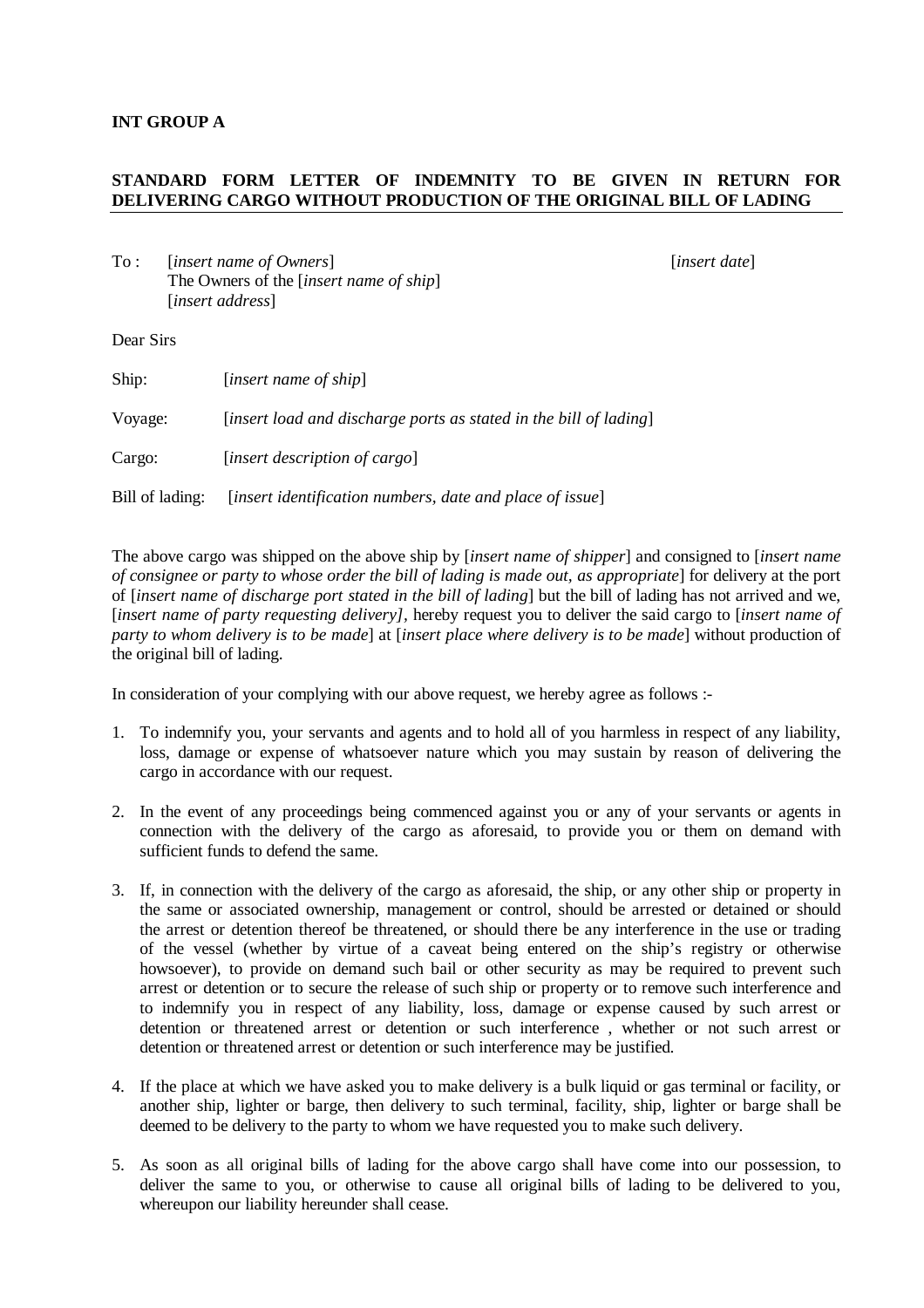**INT GROUP A**

**STANDARD FORM LETTER OF INDEMNITY TO BE GIVEN IN RETURN FOR DELIVERING CARGO WITHOUT PRODUCTION OF THE ORIGINAL BILL OF LADING**

To : [*insert name of Owners*]
The Owners of the [*insert name of ship*]
[*insert address*]

[*insert date*]

Dear Sirs

Ship: [*insert name of ship*]

Voyage: [*insert load and discharge ports as stated in the bill of lading*]

Cargo: [*insert description of cargo*]

Bill of lading: [*insert identification numbers, date and place of issue*]

The above cargo was shipped on the above ship by [*insert name of shipper*] and consigned to [*insert name of consignee or party to whose order the bill of lading is made out, as appropriate*] for delivery at the port of [*insert name of discharge port stated in the bill of lading*] but the bill of lading has not arrived and we, [*insert name of party requesting delivery]*, hereby request you to deliver the said cargo to [*insert name of party to whom delivery is to be made*] at [*insert place where delivery is to be made*] without production of the original bill of lading.

In consideration of your complying with our above request, we hereby agree as follows :-

1. To indemnify you, your servants and agents and to hold all of you harmless in respect of any liability, loss, damage or expense of whatsoever nature which you may sustain by reason of delivering the cargo in accordance with our request.

2. In the event of any proceedings being commenced against you or any of your servants or agents in connection with the delivery of the cargo as aforesaid, to provide you or them on demand with sufficient funds to defend the same.

3. If, in connection with the delivery of the cargo as aforesaid, the ship, or any other ship or property in the same or associated ownership, management or control, should be arrested or detained or should the arrest or detention thereof be threatened, or should there be any interference in the use or trading of the vessel (whether by virtue of a caveat being entered on the ship's registry or otherwise howsoever), to provide on demand such bail or other security as may be required to prevent such arrest or detention or to secure the release of such ship or property or to remove such interference and to indemnify you in respect of any liability, loss, damage or expense caused by such arrest or detention or threatened arrest or detention or such interference , whether or not such arrest or detention or threatened arrest or detention or such interference may be justified.

4. If the place at which we have asked you to make delivery is a bulk liquid or gas terminal or facility, or another ship, lighter or barge, then delivery to such terminal, facility, ship, lighter or barge shall be deemed to be delivery to the party to whom we have requested you to make such delivery.

5. As soon as all original bills of lading for the above cargo shall have come into our possession, to deliver the same to you, or otherwise to cause all original bills of lading to be delivered to you, whereupon our liability hereunder shall cease.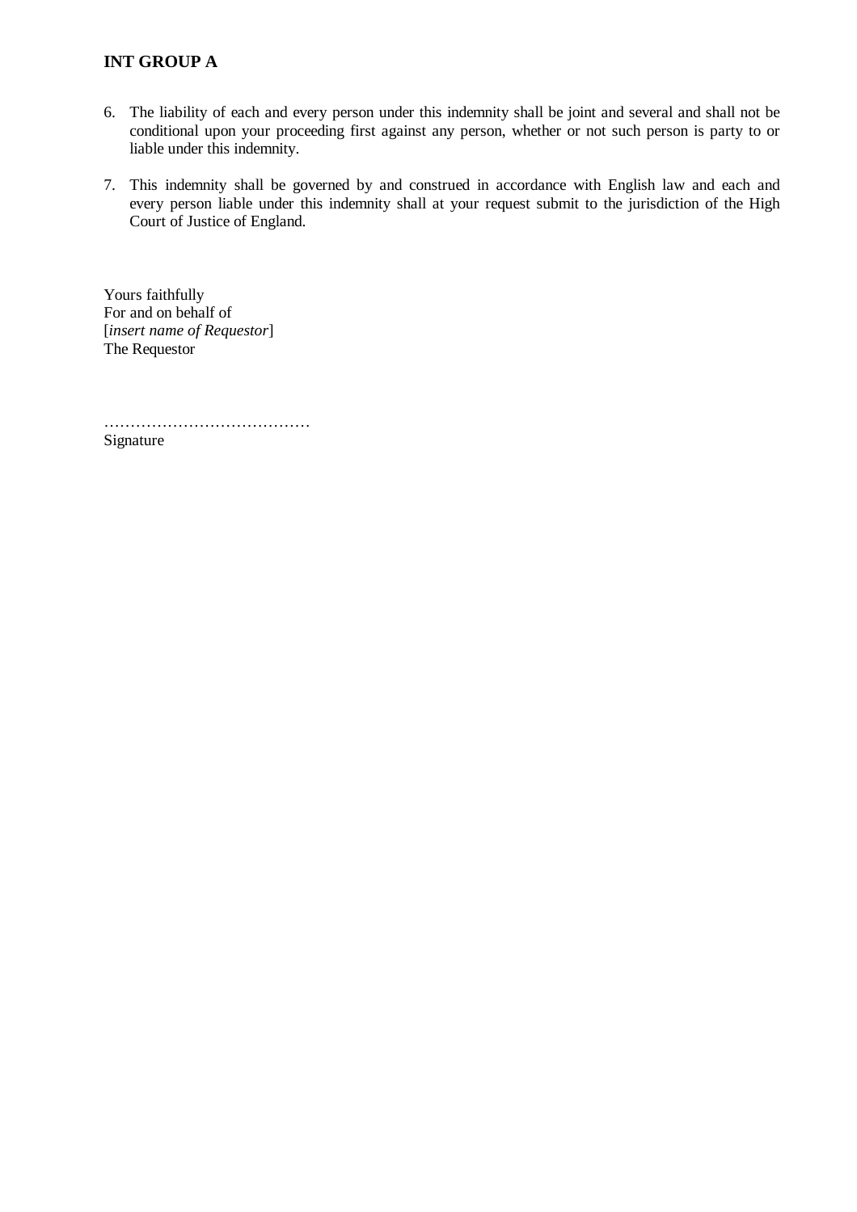**INT GROUP A**

6. The liability of each and every person under this indemnity shall be joint and several and shall not be conditional upon your proceeding first against any person, whether or not such person is party to or liable under this indemnity.

7. This indemnity shall be governed by and construed in accordance with English law and each and every person liable under this indemnity shall at your request submit to the jurisdiction of the High Court of Justice of England.

Yours faithfully
For and on behalf of
[*insert name of Requestor*]
The Requestor

…………………………………
Signature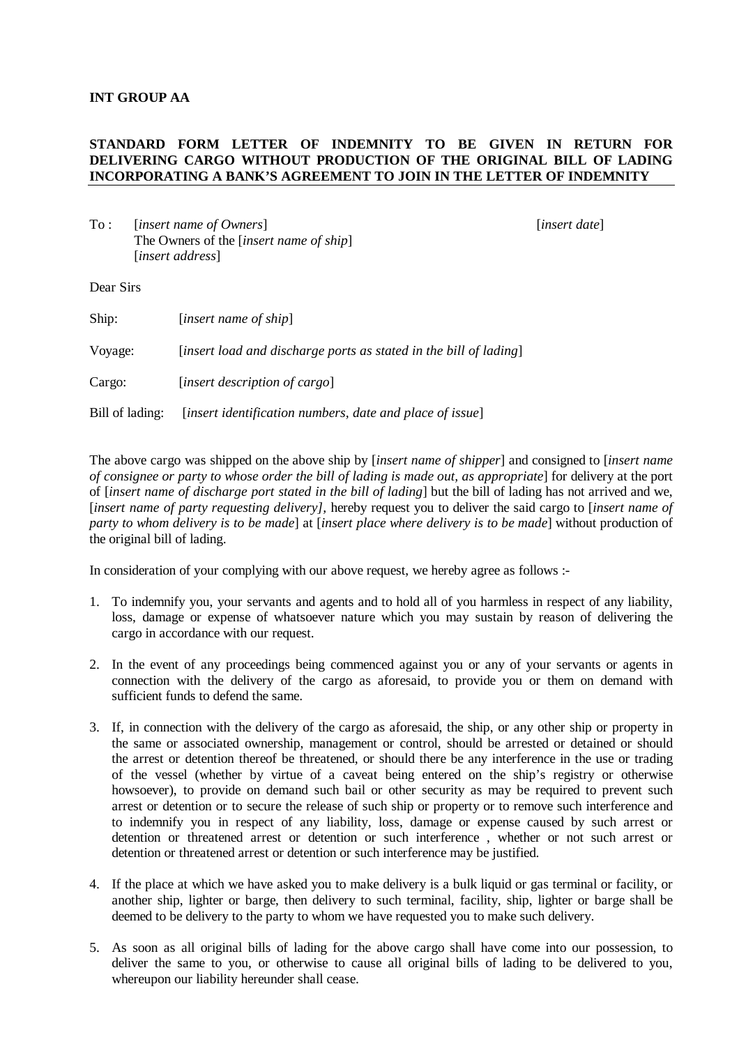**INT GROUP AA**

**STANDARD FORM LETTER OF INDEMNITY TO BE GIVEN IN RETURN FOR DELIVERING CARGO WITHOUT PRODUCTION OF THE ORIGINAL BILL OF LADING INCORPORATING A BANK'S AGREEMENT TO JOIN IN THE LETTER OF INDEMNITY**

To : [*insert name of Owners*]
The Owners of the [*insert name of ship*]
[*insert address*]

[*insert date*]

Dear Sirs

Ship: [*insert name of ship*]

Voyage: [*insert load and discharge ports as stated in the bill of lading*]

Cargo: [*insert description of cargo*]

Bill of lading: [*insert identification numbers, date and place of issue*]

The above cargo was shipped on the above ship by [*insert name of shipper*] and consigned to [*insert name of consignee or party to whose order the bill of lading is made out, as appropriate*] for delivery at the port of [*insert name of discharge port stated in the bill of lading*] but the bill of lading has not arrived and we, [*insert name of party requesting delivery]*, hereby request you to deliver the said cargo to [*insert name of party to whom delivery is to be made*] at [*insert place where delivery is to be made*] without production of the original bill of lading.

In consideration of your complying with our above request, we hereby agree as follows :-

1. To indemnify you, your servants and agents and to hold all of you harmless in respect of any liability, loss, damage or expense of whatsoever nature which you may sustain by reason of delivering the cargo in accordance with our request.

2. In the event of any proceedings being commenced against you or any of your servants or agents in connection with the delivery of the cargo as aforesaid, to provide you or them on demand with sufficient funds to defend the same.

3. If, in connection with the delivery of the cargo as aforesaid, the ship, or any other ship or property in the same or associated ownership, management or control, should be arrested or detained or should the arrest or detention thereof be threatened, or should there be any interference in the use or trading of the vessel (whether by virtue of a caveat being entered on the ship's registry or otherwise howsoever), to provide on demand such bail or other security as may be required to prevent such arrest or detention or to secure the release of such ship or property or to remove such interference and to indemnify you in respect of any liability, loss, damage or expense caused by such arrest or detention or threatened arrest or detention or such interference , whether or not such arrest or detention or threatened arrest or detention or such interference may be justified.

4. If the place at which we have asked you to make delivery is a bulk liquid or gas terminal or facility, or another ship, lighter or barge, then delivery to such terminal, facility, ship, lighter or barge shall be deemed to be delivery to the party to whom we have requested you to make such delivery.

5. As soon as all original bills of lading for the above cargo shall have come into our possession, to deliver the same to you, or otherwise to cause all original bills of lading to be delivered to you, whereupon our liability hereunder shall cease.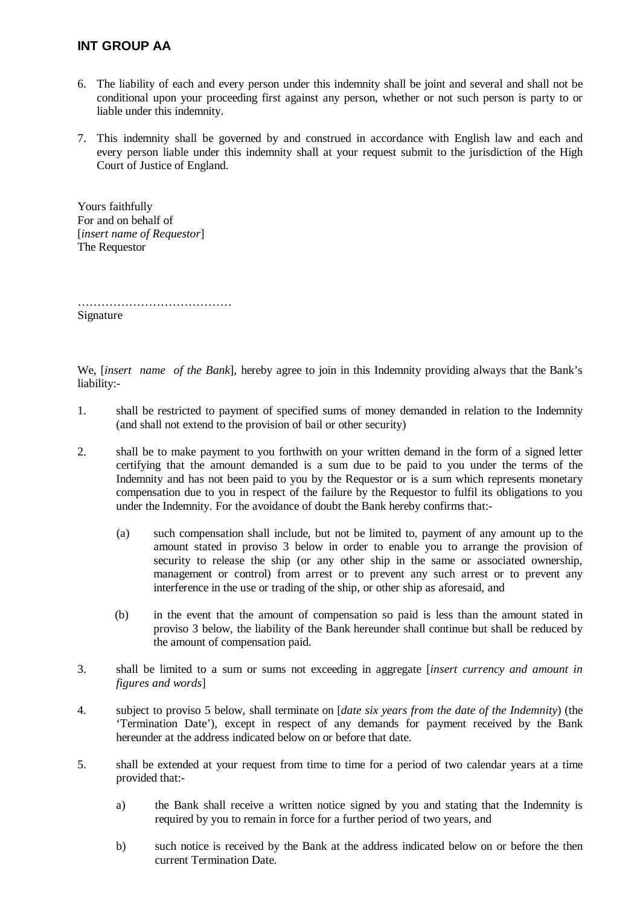6. The liability of each and every person under this indemnity shall be joint and several and shall not be conditional upon your proceeding first against any person, whether or not such person is party to or liable under this indemnity.

7. This indemnity shall be governed by and construed in accordance with English law and each and every person liable under this indemnity shall at your request submit to the jurisdiction of the High Court of Justice of England.

Yours faithfully
For and on behalf of
[*insert name of Requestor*]
The Requestor

…………………………………
Signature

We, [*insert name of the Bank*], hereby agree to join in this Indemnity providing always that the Bank's liability:-

1. shall be restricted to payment of specified sums of money demanded in relation to the Indemnity (and shall not extend to the provision of bail or other security)

2. shall be to make payment to you forthwith on your written demand in the form of a signed letter certifying that the amount demanded is a sum due to be paid to you under the terms of the Indemnity and has not been paid to you by the Requestor or is a sum which represents monetary compensation due to you in respect of the failure by the Requestor to fulfil its obligations to you under the Indemnity. For the avoidance of doubt the Bank hereby confirms that:-

   (a) such compensation shall include, but not be limited to, payment of any amount up to the amount stated in proviso 3 below in order to enable you to arrange the provision of security to release the ship (or any other ship in the same or associated ownership, management or control) from arrest or to prevent any such arrest or to prevent any interference in the use or trading of the ship, or other ship as aforesaid, and

   (b) in the event that the amount of compensation so paid is less than the amount stated in proviso 3 below, the liability of the Bank hereunder shall continue but shall be reduced by the amount of compensation paid.

3. shall be limited to a sum or sums not exceeding in aggregate [*insert currency and amount in figures and words*]

4. subject to proviso 5 below, shall terminate on [*date six years from the date of the Indemnity*) (the 'Termination Date'), except in respect of any demands for payment received by the Bank hereunder at the address indicated below on or before that date.

5. shall be extended at your request from time to time for a period of two calendar years at a time provided that:-

   a) the Bank shall receive a written notice signed by you and stating that the Indemnity is required by you to remain in force for a further period of two years, and

   b) such notice is received by the Bank at the address indicated below on or before the then current Termination Date.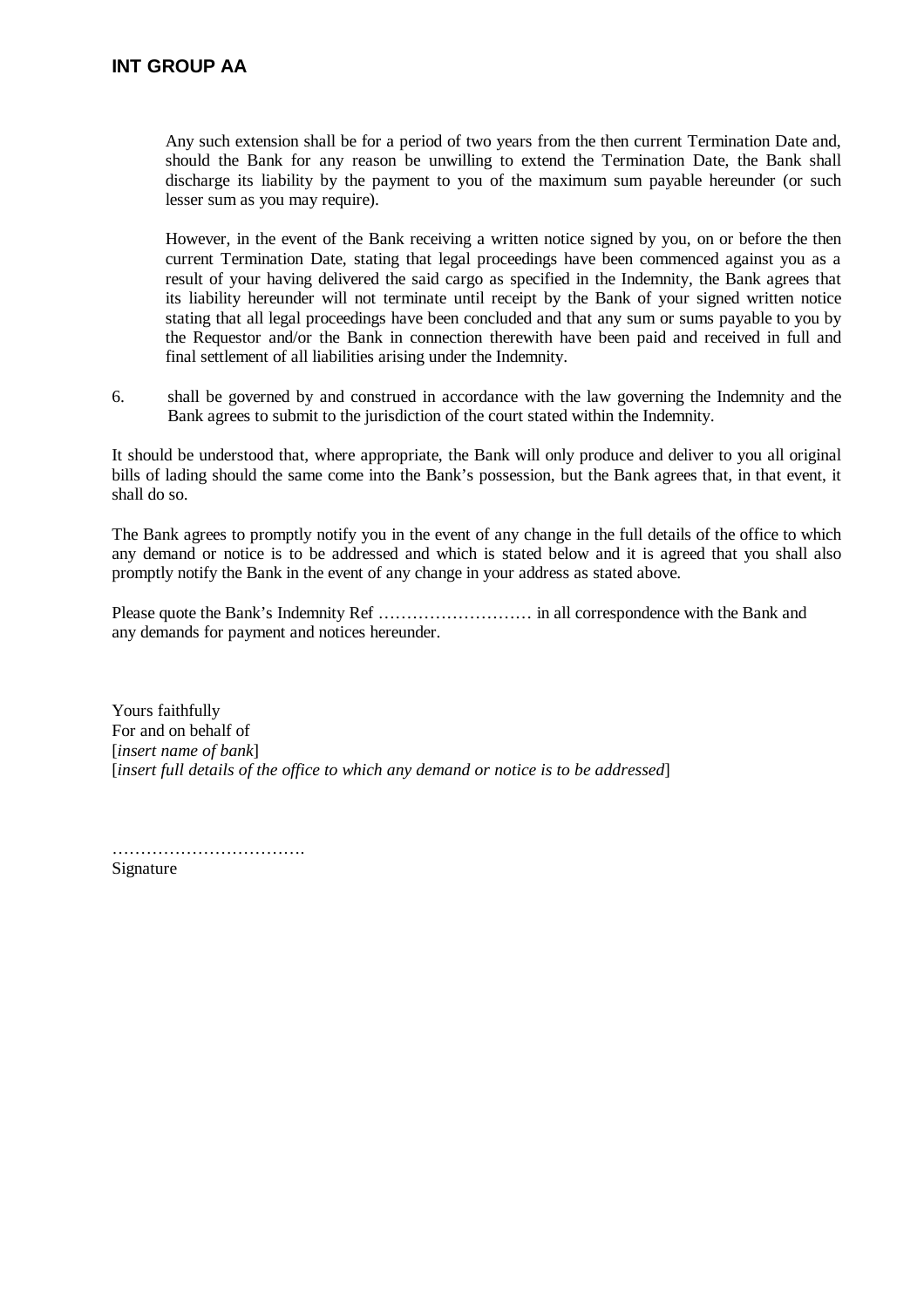Any such extension shall be for a period of two years from the then current Termination Date and, should the Bank for any reason be unwilling to extend the Termination Date, the Bank shall discharge its liability by the payment to you of the maximum sum payable hereunder (or such lesser sum as you may require).

However, in the event of the Bank receiving a written notice signed by you, on or before the then current Termination Date, stating that legal proceedings have been commenced against you as a result of your having delivered the said cargo as specified in the Indemnity, the Bank agrees that its liability hereunder will not terminate until receipt by the Bank of your signed written notice stating that all legal proceedings have been concluded and that any sum or sums payable to you by the Requestor and/or the Bank in connection therewith have been paid and received in full and final settlement of all liabilities arising under the Indemnity.

6. shall be governed by and construed in accordance with the law governing the Indemnity and the Bank agrees to submit to the jurisdiction of the court stated within the Indemnity.

It should be understood that, where appropriate, the Bank will only produce and deliver to you all original bills of lading should the same come into the Bank's possession, but the Bank agrees that, in that event, it shall do so.

The Bank agrees to promptly notify you in the event of any change in the full details of the office to which any demand or notice is to be addressed and which is stated below and it is agreed that you shall also promptly notify the Bank in the event of any change in your address as stated above.

Please quote the Bank's Indemnity Ref ……………………… in all correspondence with the Bank and any demands for payment and notices hereunder.

Yours faithfully
For and on behalf of
[*insert name of bank*]
[*insert full details of the office to which any demand or notice is to be addressed*]

…………………………….
Signature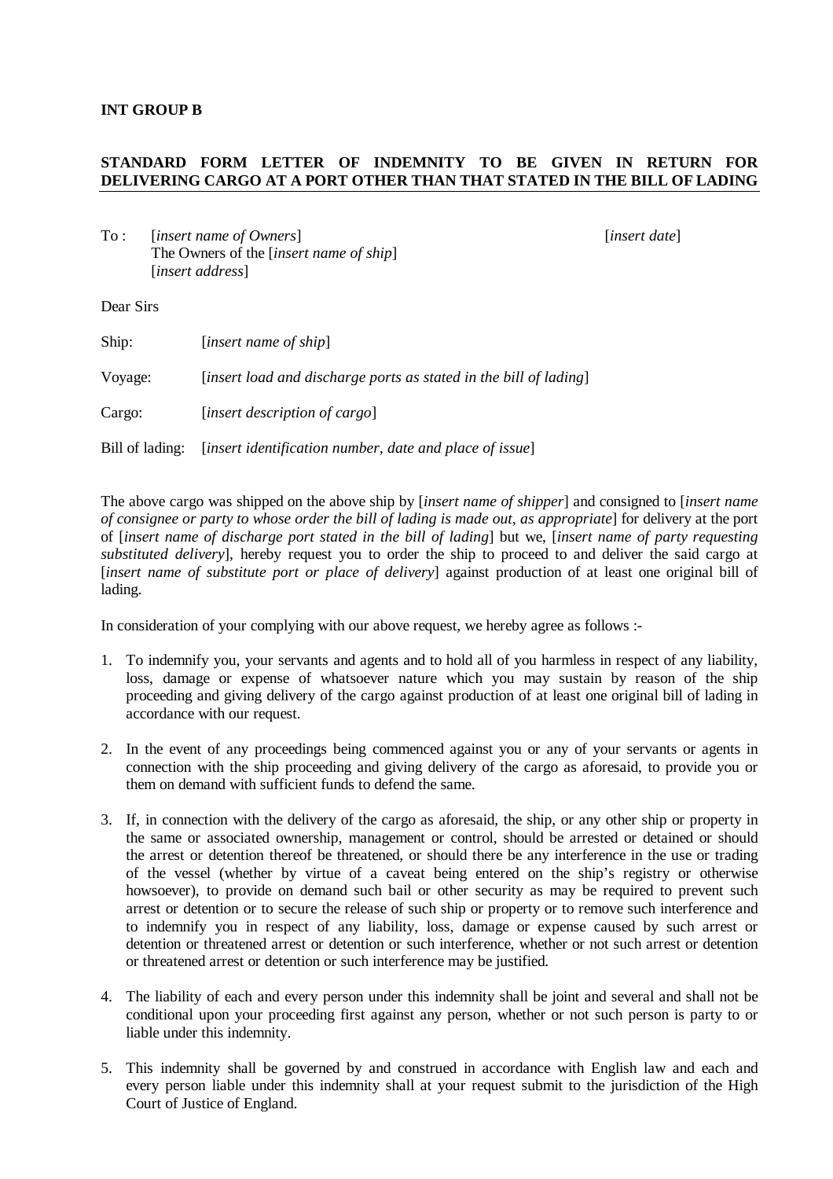**INT GROUP B**

**STANDARD FORM LETTER OF INDEMNITY TO BE GIVEN IN RETURN FOR DELIVERING CARGO AT A PORT OTHER THAN THAT STATED IN THE BILL OF LADING**

To : [*insert name of Owners*]
The Owners of the [*insert name of ship*]
[*insert address*]

[*insert date*]

Dear Sirs

Ship: [*insert name of ship*]

Voyage: [*insert load and discharge ports as stated in the bill of lading*]

Cargo: [*insert description of cargo*]

Bill of lading: [*insert identification number, date and place of issue*]

The above cargo was shipped on the above ship by [*insert name of shipper*] and consigned to [*insert name of consignee or party to whose order the bill of lading is made out, as appropriate*] for delivery at the port of [*insert name of discharge port stated in the bill of lading*] but we, [*insert name of party requesting substituted delivery*], hereby request you to order the ship to proceed to and deliver the said cargo at [*insert name of substitute port or place of delivery*] against production of at least one original bill of lading.

In consideration of your complying with our above request, we hereby agree as follows :-

1. To indemnify you, your servants and agents and to hold all of you harmless in respect of any liability, loss, damage or expense of whatsoever nature which you may sustain by reason of the ship proceeding and giving delivery of the cargo against production of at least one original bill of lading in accordance with our request.

2. In the event of any proceedings being commenced against you or any of your servants or agents in connection with the ship proceeding and giving delivery of the cargo as aforesaid, to provide you or them on demand with sufficient funds to defend the same.

3. If, in connection with the delivery of the cargo as aforesaid, the ship, or any other ship or property in the same or associated ownership, management or control, should be arrested or detained or should the arrest or detention thereof be threatened, or should there be any interference in the use or trading of the vessel (whether by virtue of a caveat being entered on the ship's registry or otherwise howsoever), to provide on demand such bail or other security as may be required to prevent such arrest or detention or to secure the release of such ship or property or to remove such interference and to indemnify you in respect of any liability, loss, damage or expense caused by such arrest or detention or threatened arrest or detention or such interference, whether or not such arrest or detention or threatened arrest or detention or such interference may be justified.

4. The liability of each and every person under this indemnity shall be joint and several and shall not be conditional upon your proceeding first against any person, whether or not such person is party to or liable under this indemnity.

5. This indemnity shall be governed by and construed in accordance with English law and each and every person liable under this indemnity shall at your request submit to the jurisdiction of the High Court of Justice of England.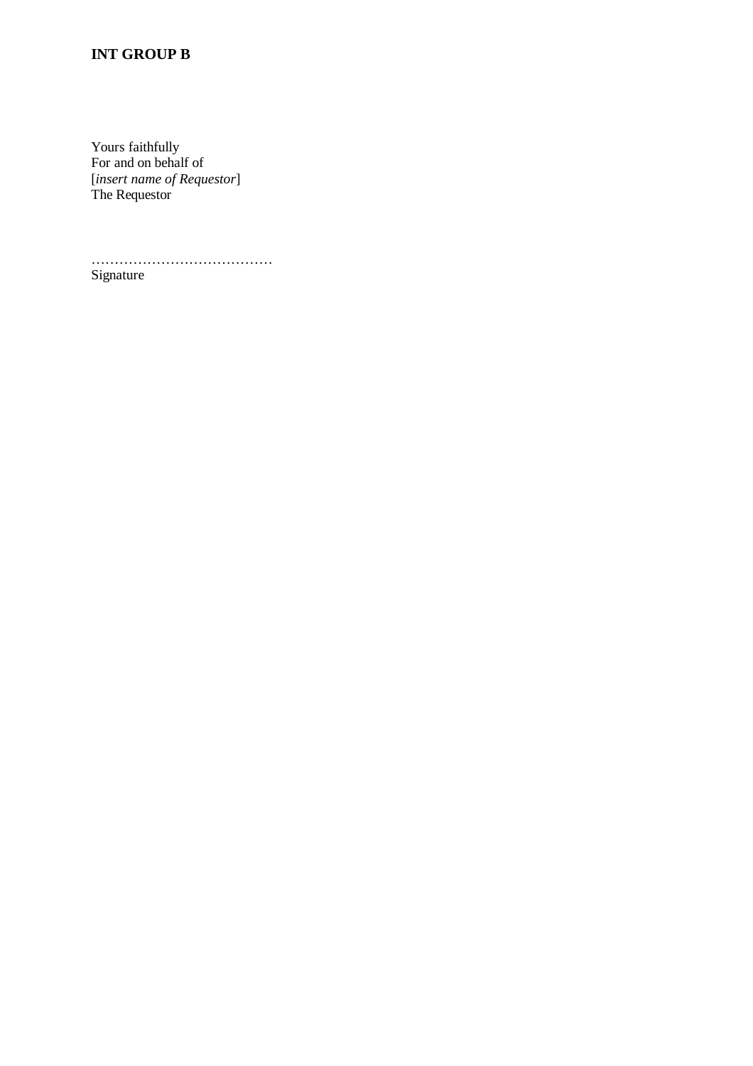**INT GROUP B**

Yours faithfully
For and on behalf of
[*insert name of Requestor*]
The Requestor

…………………………………
Signature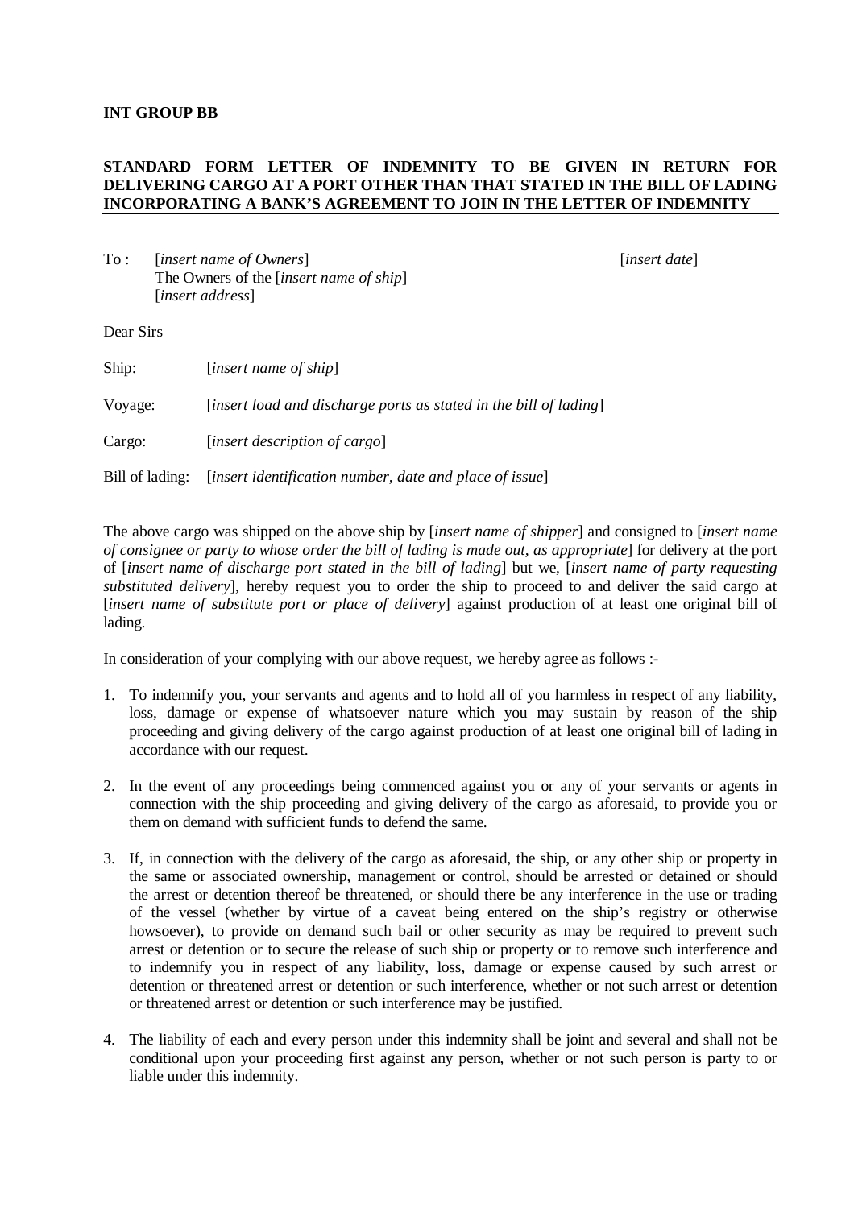**INT GROUP BB**

**STANDARD FORM LETTER OF INDEMNITY TO BE GIVEN IN RETURN FOR DELIVERING CARGO AT A PORT OTHER THAN THAT STATED IN THE BILL OF LADING INCORPORATING A BANK'S AGREEMENT TO JOIN IN THE LETTER OF INDEMNITY**

To : [*insert name of Owners*]
The Owners of the [*insert name of ship*]
[*insert address*]

[*insert date*]

Dear Sirs

Ship: [*insert name of ship*]

Voyage: [*insert load and discharge ports as stated in the bill of lading*]

Cargo: [*insert description of cargo*]

Bill of lading: [*insert identification number, date and place of issue*]

The above cargo was shipped on the above ship by [*insert name of shipper*] and consigned to [*insert name of consignee or party to whose order the bill of lading is made out, as appropriate*] for delivery at the port of [*insert name of discharge port stated in the bill of lading*] but we, [*insert name of party requesting substituted delivery*], hereby request you to order the ship to proceed to and deliver the said cargo at [*insert name of substitute port or place of delivery*] against production of at least one original bill of lading.

In consideration of your complying with our above request, we hereby agree as follows :-

1. To indemnify you, your servants and agents and to hold all of you harmless in respect of any liability, loss, damage or expense of whatsoever nature which you may sustain by reason of the ship proceeding and giving delivery of the cargo against production of at least one original bill of lading in accordance with our request.

2. In the event of any proceedings being commenced against you or any of your servants or agents in connection with the ship proceeding and giving delivery of the cargo as aforesaid, to provide you or them on demand with sufficient funds to defend the same.

3. If, in connection with the delivery of the cargo as aforesaid, the ship, or any other ship or property in the same or associated ownership, management or control, should be arrested or detained or should the arrest or detention thereof be threatened, or should there be any interference in the use or trading of the vessel (whether by virtue of a caveat being entered on the ship's registry or otherwise howsoever), to provide on demand such bail or other security as may be required to prevent such arrest or detention or to secure the release of such ship or property or to remove such interference and to indemnify you in respect of any liability, loss, damage or expense caused by such arrest or detention or threatened arrest or detention or such interference, whether or not such arrest or detention or threatened arrest or detention or such interference may be justified.

4. The liability of each and every person under this indemnity shall be joint and several and shall not be conditional upon your proceeding first against any person, whether or not such person is party to or liable under this indemnity.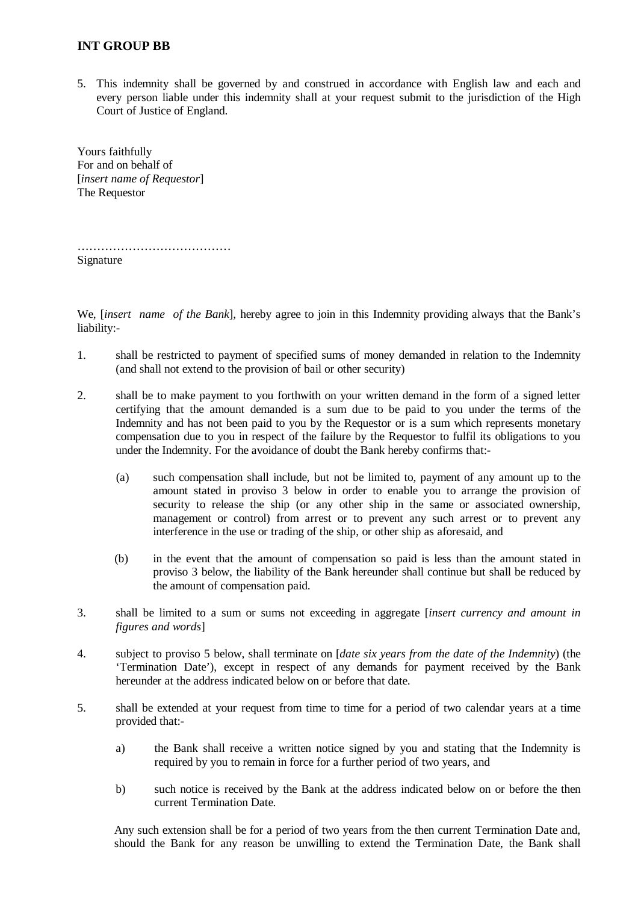**INT GROUP BB**

5. This indemnity shall be governed by and construed in accordance with English law and each and every person liable under this indemnity shall at your request submit to the jurisdiction of the High Court of Justice of England.

Yours faithfully
For and on behalf of
[*insert name of Requestor*]
The Requestor

…………………………………
Signature

We, [*insert name of the Bank*], hereby agree to join in this Indemnity providing always that the Bank's liability:-

1. shall be restricted to payment of specified sums of money demanded in relation to the Indemnity (and shall not extend to the provision of bail or other security)

2. shall be to make payment to you forthwith on your written demand in the form of a signed letter certifying that the amount demanded is a sum due to be paid to you under the terms of the Indemnity and has not been paid to you by the Requestor or is a sum which represents monetary compensation due to you in respect of the failure by the Requestor to fulfil its obligations to you under the Indemnity. For the avoidance of doubt the Bank hereby confirms that:-

   (a) such compensation shall include, but not be limited to, payment of any amount up to the amount stated in proviso 3 below in order to enable you to arrange the provision of security to release the ship (or any other ship in the same or associated ownership, management or control) from arrest or to prevent any such arrest or to prevent any interference in the use or trading of the ship, or other ship as aforesaid, and

   (b) in the event that the amount of compensation so paid is less than the amount stated in proviso 3 below, the liability of the Bank hereunder shall continue but shall be reduced by the amount of compensation paid.

3. shall be limited to a sum or sums not exceeding in aggregate [*insert currency and amount in figures and words*]

4. subject to proviso 5 below, shall terminate on [*date six years from the date of the Indemnity*) (the 'Termination Date'), except in respect of any demands for payment received by the Bank hereunder at the address indicated below on or before that date.

5. shall be extended at your request from time to time for a period of two calendar years at a time provided that:-

   a) the Bank shall receive a written notice signed by you and stating that the Indemnity is required by you to remain in force for a further period of two years, and

   b) such notice is received by the Bank at the address indicated below on or before the then current Termination Date.

   Any such extension shall be for a period of two years from the then current Termination Date and, should the Bank for any reason be unwilling to extend the Termination Date, the Bank shall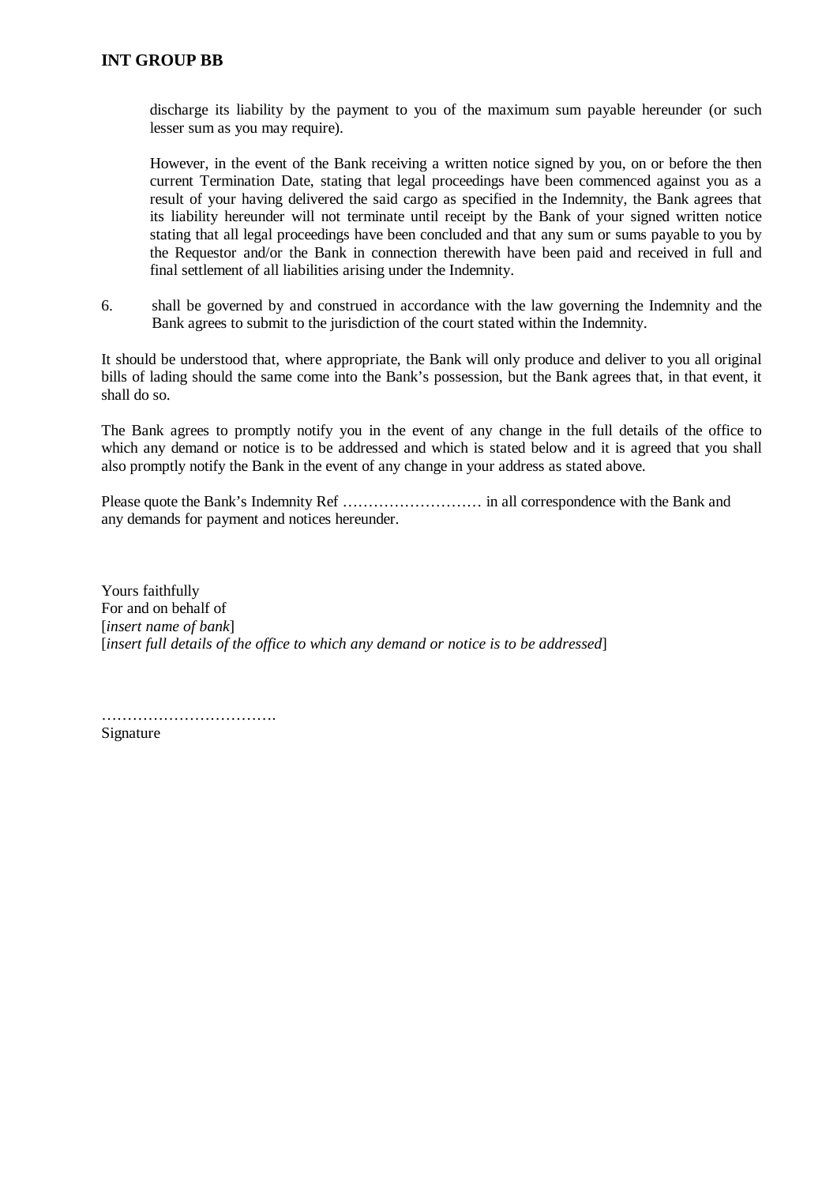discharge its liability by the payment to you of the maximum sum payable hereunder (or such lesser sum as you may require).

However, in the event of the Bank receiving a written notice signed by you, on or before the then current Termination Date, stating that legal proceedings have been commenced against you as a result of your having delivered the said cargo as specified in the Indemnity, the Bank agrees that its liability hereunder will not terminate until receipt by the Bank of your signed written notice stating that all legal proceedings have been concluded and that any sum or sums payable to you by the Requestor and/or the Bank in connection therewith have been paid and received in full and final settlement of all liabilities arising under the Indemnity.

6. shall be governed by and construed in accordance with the law governing the Indemnity and the Bank agrees to submit to the jurisdiction of the court stated within the Indemnity.

It should be understood that, where appropriate, the Bank will only produce and deliver to you all original bills of lading should the same come into the Bank's possession, but the Bank agrees that, in that event, it shall do so.

The Bank agrees to promptly notify you in the event of any change in the full details of the office to which any demand or notice is to be addressed and which is stated below and it is agreed that you shall also promptly notify the Bank in the event of any change in your address as stated above.

Please quote the Bank's Indemnity Ref ……………………… in all correspondence with the Bank and any demands for payment and notices hereunder.

Yours faithfully
For and on behalf of
[*insert name of bank*]
[*insert full details of the office to which any demand or notice is to be addressed*]

…………………………….
Signature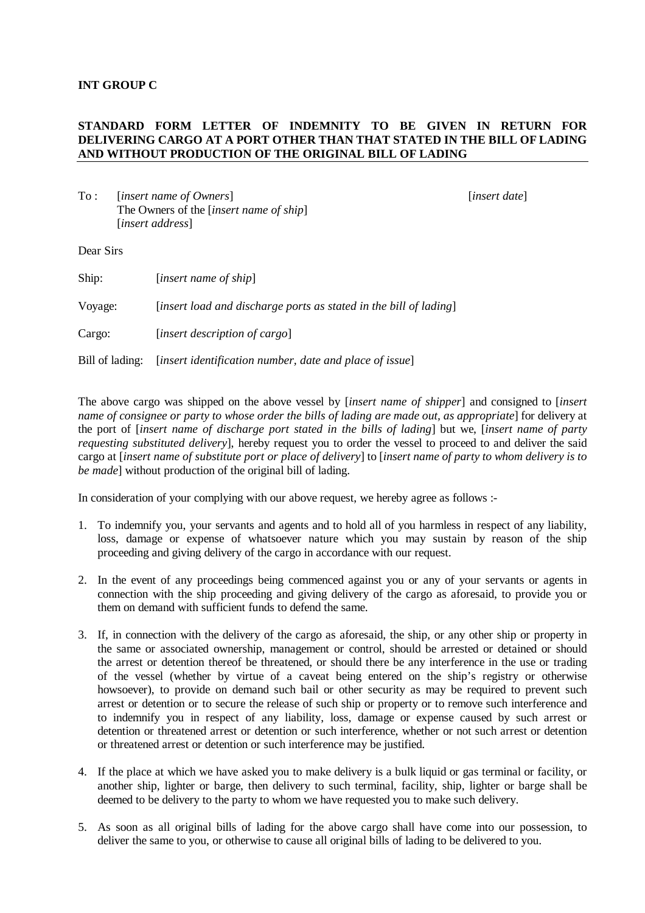**INT GROUP C**

**STANDARD FORM LETTER OF INDEMNITY TO BE GIVEN IN RETURN FOR DELIVERING CARGO AT A PORT OTHER THAN THAT STATED IN THE BILL OF LADING AND WITHOUT PRODUCTION OF THE ORIGINAL BILL OF LADING**

To : [*insert name of Owners*]
The Owners of the [*insert name of ship*]
[*insert address*]

[*insert date*]

Dear Sirs

Ship: [*insert name of ship*]

Voyage: [*insert load and discharge ports as stated in the bill of lading*]

Cargo: [*insert description of cargo*]

Bill of lading: [*insert identification number, date and place of issue*]

The above cargo was shipped on the above vessel by [*insert name of shipper*] and consigned to [*insert name of consignee or party to whose order the bills of lading are made out, as appropriate*] for delivery at the port of [*insert name of discharge port stated in the bills of lading*] but we, [*insert name of party requesting substituted delivery*], hereby request you to order the vessel to proceed to and deliver the said cargo at [*insert name of substitute port or place of delivery*] to [*insert name of party to whom delivery is to be made*] without production of the original bill of lading.

In consideration of your complying with our above request, we hereby agree as follows :-

1. To indemnify you, your servants and agents and to hold all of you harmless in respect of any liability, loss, damage or expense of whatsoever nature which you may sustain by reason of the ship proceeding and giving delivery of the cargo in accordance with our request.

2. In the event of any proceedings being commenced against you or any of your servants or agents in connection with the ship proceeding and giving delivery of the cargo as aforesaid, to provide you or them on demand with sufficient funds to defend the same.

3. If, in connection with the delivery of the cargo as aforesaid, the ship, or any other ship or property in the same or associated ownership, management or control, should be arrested or detained or should the arrest or detention thereof be threatened, or should there be any interference in the use or trading of the vessel (whether by virtue of a caveat being entered on the ship's registry or otherwise howsoever), to provide on demand such bail or other security as may be required to prevent such arrest or detention or to secure the release of such ship or property or to remove such interference and to indemnify you in respect of any liability, loss, damage or expense caused by such arrest or detention or threatened arrest or detention or such interference, whether or not such arrest or detention or threatened arrest or detention or such interference may be justified.

4. If the place at which we have asked you to make delivery is a bulk liquid or gas terminal or facility, or another ship, lighter or barge, then delivery to such terminal, facility, ship, lighter or barge shall be deemed to be delivery to the party to whom we have requested you to make such delivery.

5. As soon as all original bills of lading for the above cargo shall have come into our possession, to deliver the same to you, or otherwise to cause all original bills of lading to be delivered to you.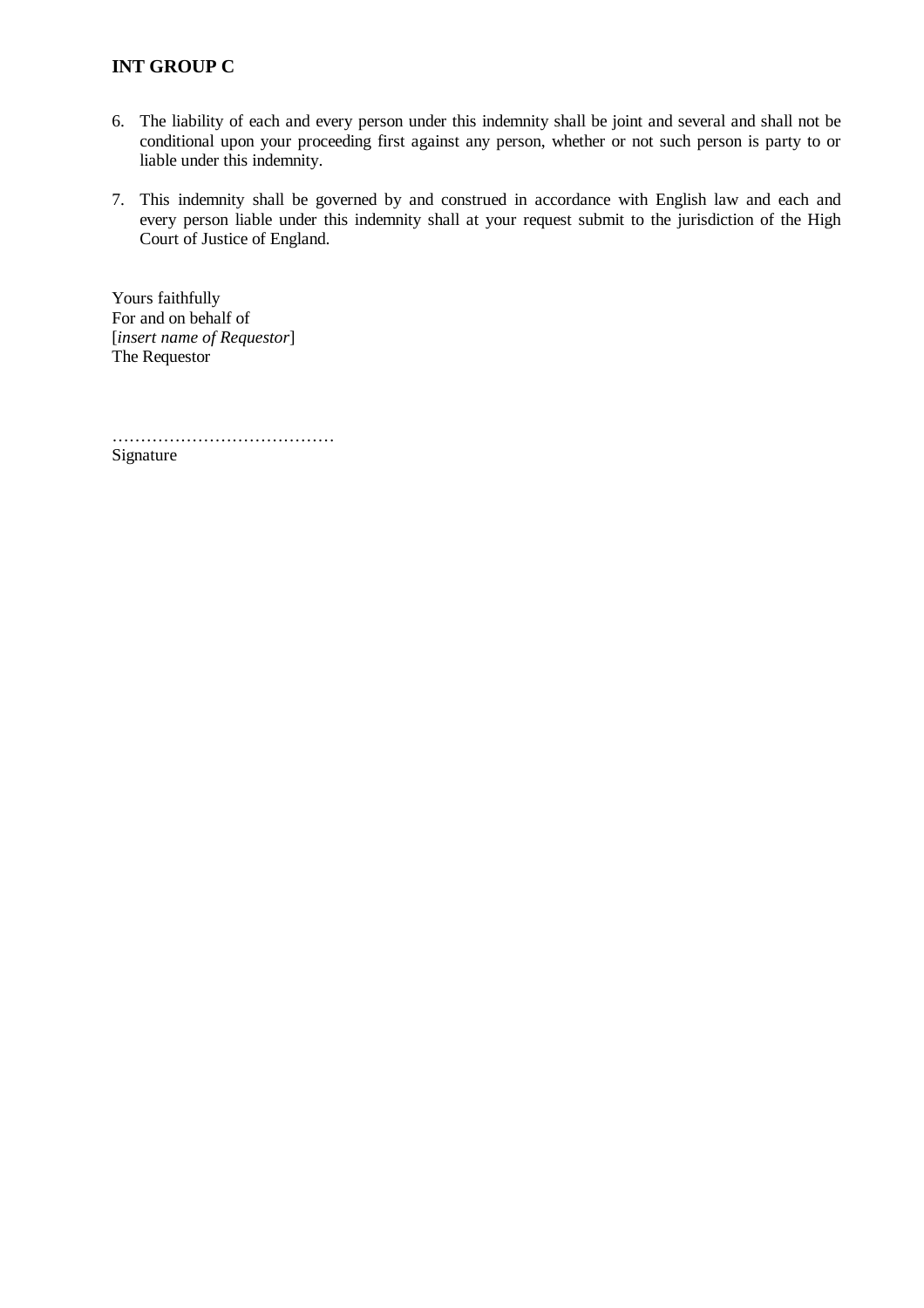**INT GROUP C**

6. The liability of each and every person under this indemnity shall be joint and several and shall not be conditional upon your proceeding first against any person, whether or not such person is party to or liable under this indemnity.

7. This indemnity shall be governed by and construed in accordance with English law and each and every person liable under this indemnity shall at your request submit to the jurisdiction of the High Court of Justice of England.

Yours faithfully
For and on behalf of
[*insert name of Requestor*]
The Requestor

…………………………………
Signature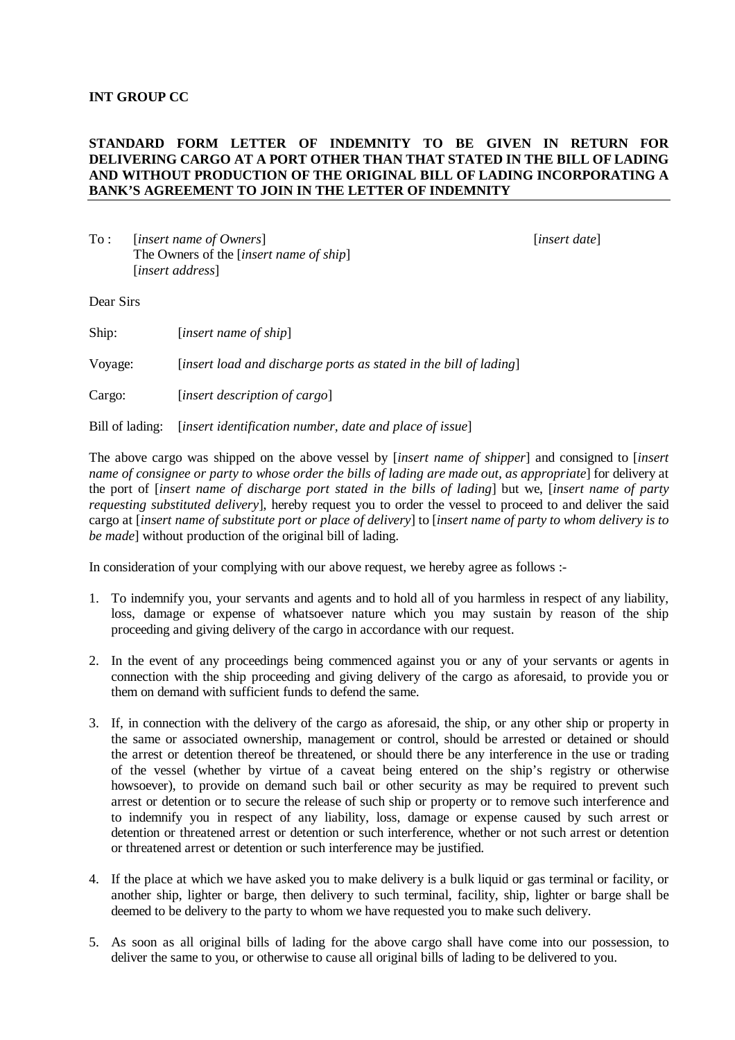**INT GROUP CC**

## STANDARD FORM LETTER OF INDEMNITY TO BE GIVEN IN RETURN FOR DELIVERING CARGO AT A PORT OTHER THAN THAT STATED IN THE BILL OF LADING AND WITHOUT PRODUCTION OF THE ORIGINAL BILL OF LADING INCORPORATING A BANK'S AGREEMENT TO JOIN IN THE LETTER OF INDEMNITY

To : [*insert name of Owners*]
The Owners of the [*insert name of ship*]
[*insert address*]

[*insert date*]

Dear Sirs

Ship: [*insert name of ship*]

Voyage: [*insert load and discharge ports as stated in the bill of lading*]

Cargo: [*insert description of cargo*]

Bill of lading: [*insert identification number, date and place of issue*]

The above cargo was shipped on the above vessel by [*insert name of shipper*] and consigned to [*insert name of consignee or party to whose order the bills of lading are made out, as appropriate*] for delivery at the port of [*insert name of discharge port stated in the bills of lading*] but we, [*insert name of party requesting substituted delivery*], hereby request you to order the vessel to proceed to and deliver the said cargo at [*insert name of substitute port or place of delivery*] to [*insert name of party to whom delivery is to be made*] without production of the original bill of lading.

In consideration of your complying with our above request, we hereby agree as follows :-

1. To indemnify you, your servants and agents and to hold all of you harmless in respect of any liability, loss, damage or expense of whatsoever nature which you may sustain by reason of the ship proceeding and giving delivery of the cargo in accordance with our request.

2. In the event of any proceedings being commenced against you or any of your servants or agents in connection with the ship proceeding and giving delivery of the cargo as aforesaid, to provide you or them on demand with sufficient funds to defend the same.

3. If, in connection with the delivery of the cargo as aforesaid, the ship, or any other ship or property in the same or associated ownership, management or control, should be arrested or detained or should the arrest or detention thereof be threatened, or should there be any interference in the use or trading of the vessel (whether by virtue of a caveat being entered on the ship's registry or otherwise howsoever), to provide on demand such bail or other security as may be required to prevent such arrest or detention or to secure the release of such ship or property or to remove such interference and to indemnify you in respect of any liability, loss, damage or expense caused by such arrest or detention or threatened arrest or detention or such interference, whether or not such arrest or detention or threatened arrest or detention or such interference may be justified.

4. If the place at which we have asked you to make delivery is a bulk liquid or gas terminal or facility, or another ship, lighter or barge, then delivery to such terminal, facility, ship, lighter or barge shall be deemed to be delivery to the party to whom we have requested you to make such delivery.

5. As soon as all original bills of lading for the above cargo shall have come into our possession, to deliver the same to you, or otherwise to cause all original bills of lading to be delivered to you.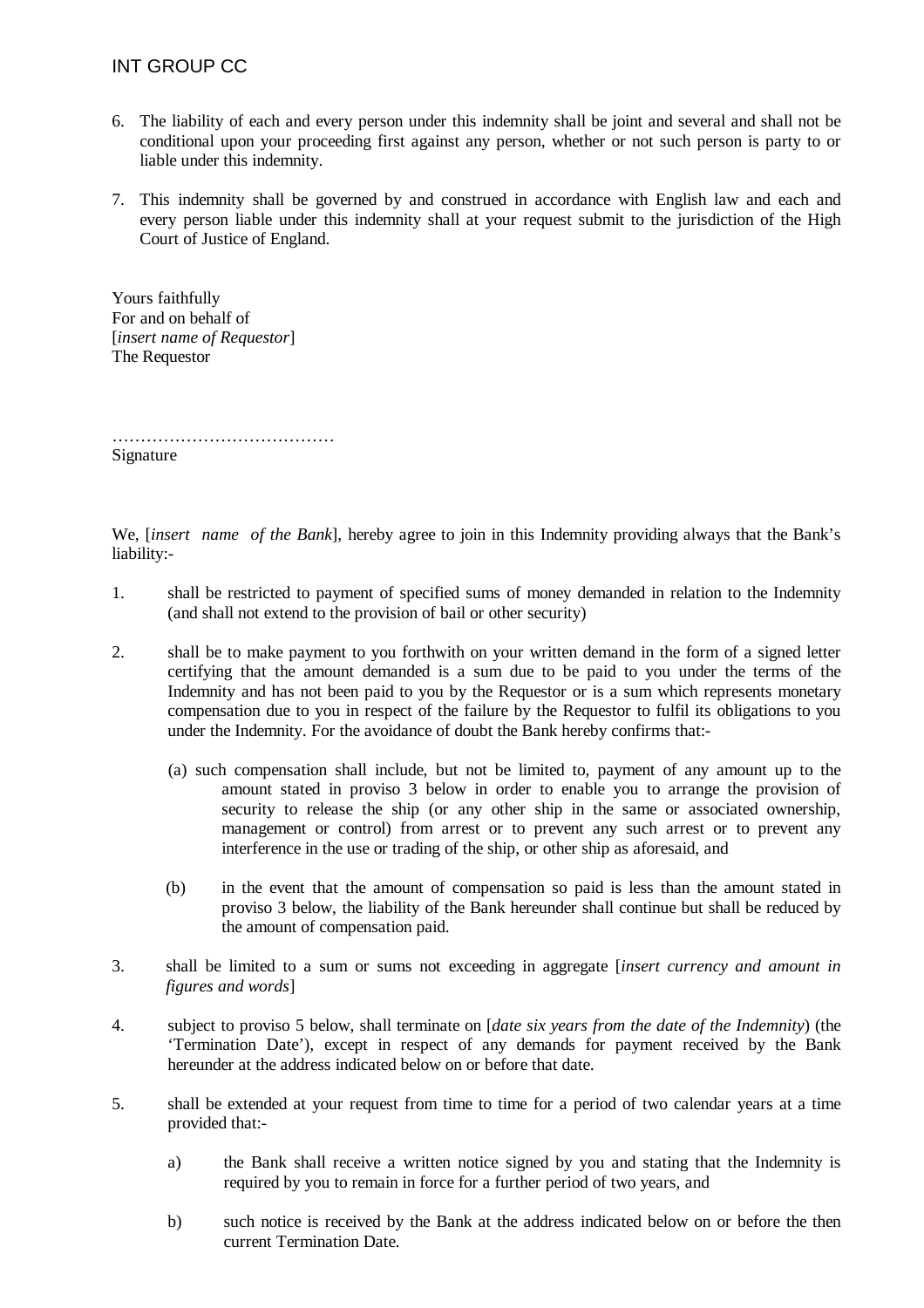6. The liability of each and every person under this indemnity shall be joint and several and shall not be conditional upon your proceeding first against any person, whether or not such person is party to or liable under this indemnity.

7. This indemnity shall be governed by and construed in accordance with English law and each and every person liable under this indemnity shall at your request submit to the jurisdiction of the High Court of Justice of England.

Yours faithfully
For and on behalf of
[*insert name of Requestor*]
The Requestor

…………………………………
Signature

We, [*insert name of the Bank*], hereby agree to join in this Indemnity providing always that the Bank's liability:-

1. shall be restricted to payment of specified sums of money demanded in relation to the Indemnity (and shall not extend to the provision of bail or other security)

2. shall be to make payment to you forthwith on your written demand in the form of a signed letter certifying that the amount demanded is a sum due to be paid to you under the terms of the Indemnity and has not been paid to you by the Requestor or is a sum which represents monetary compensation due to you in respect of the failure by the Requestor to fulfil its obligations to you under the Indemnity. For the avoidance of doubt the Bank hereby confirms that:-

   (a) such compensation shall include, but not be limited to, payment of any amount up to the amount stated in proviso 3 below in order to enable you to arrange the provision of security to release the ship (or any other ship in the same or associated ownership, management or control) from arrest or to prevent any such arrest or to prevent any interference in the use or trading of the ship, or other ship as aforesaid, and

   (b) in the event that the amount of compensation so paid is less than the amount stated in proviso 3 below, the liability of the Bank hereunder shall continue but shall be reduced by the amount of compensation paid.

3. shall be limited to a sum or sums not exceeding in aggregate [*insert currency and amount in figures and words*]

4. subject to proviso 5 below, shall terminate on [*date six years from the date of the Indemnity*) (the 'Termination Date'), except in respect of any demands for payment received by the Bank hereunder at the address indicated below on or before that date.

5. shall be extended at your request from time to time for a period of two calendar years at a time provided that:-

   a) the Bank shall receive a written notice signed by you and stating that the Indemnity is required by you to remain in force for a further period of two years, and

   b) such notice is received by the Bank at the address indicated below on or before the then current Termination Date.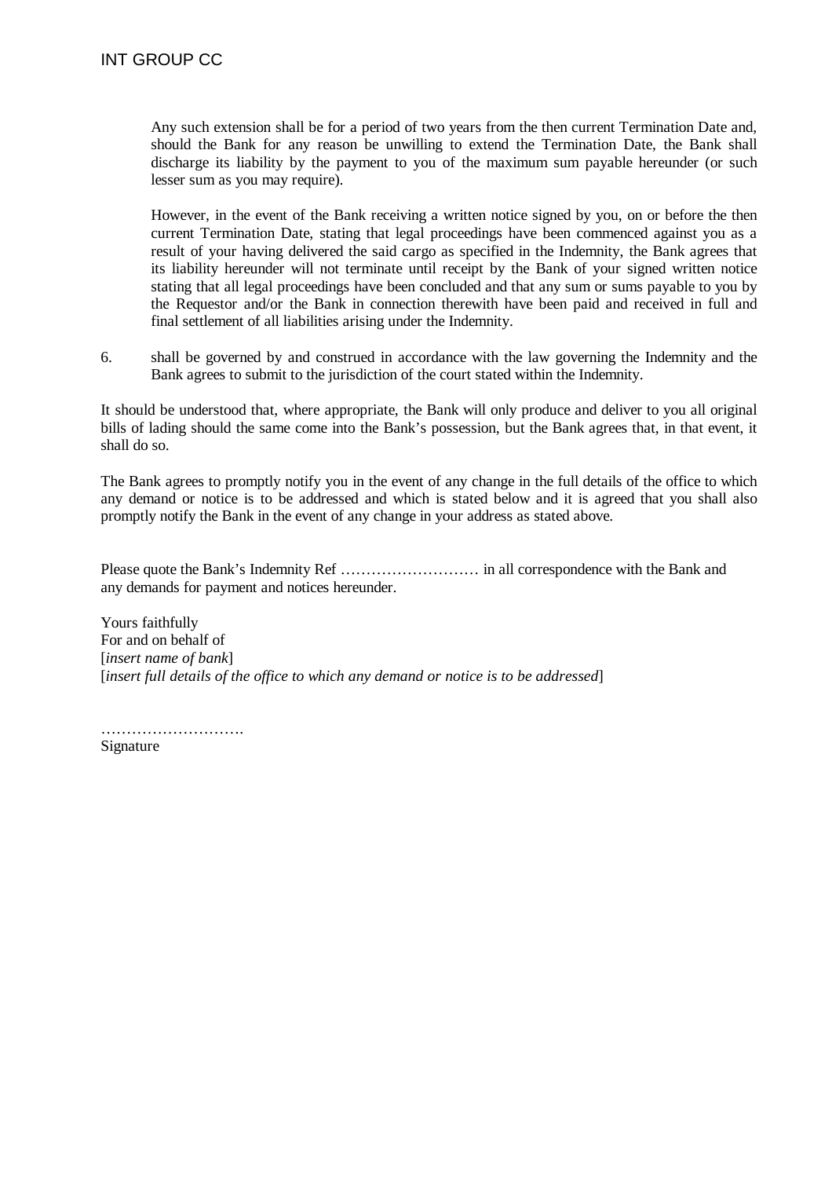Any such extension shall be for a period of two years from the then current Termination Date and, should the Bank for any reason be unwilling to extend the Termination Date, the Bank shall discharge its liability by the payment to you of the maximum sum payable hereunder (or such lesser sum as you may require).

However, in the event of the Bank receiving a written notice signed by you, on or before the then current Termination Date, stating that legal proceedings have been commenced against you as a result of your having delivered the said cargo as specified in the Indemnity, the Bank agrees that its liability hereunder will not terminate until receipt by the Bank of your signed written notice stating that all legal proceedings have been concluded and that any sum or sums payable to you by the Requestor and/or the Bank in connection therewith have been paid and received in full and final settlement of all liabilities arising under the Indemnity.

6. shall be governed by and construed in accordance with the law governing the Indemnity and the Bank agrees to submit to the jurisdiction of the court stated within the Indemnity.

It should be understood that, where appropriate, the Bank will only produce and deliver to you all original bills of lading should the same come into the Bank's possession, but the Bank agrees that, in that event, it shall do so.

The Bank agrees to promptly notify you in the event of any change in the full details of the office to which any demand or notice is to be addressed and which is stated below and it is agreed that you shall also promptly notify the Bank in the event of any change in your address as stated above.

Please quote the Bank's Indemnity Ref ……………………… in all correspondence with the Bank and any demands for payment and notices hereunder.

Yours faithfully
For and on behalf of
[*insert name of bank*]
[*insert full details of the office to which any demand or notice is to be addressed*]

……………………….
Signature